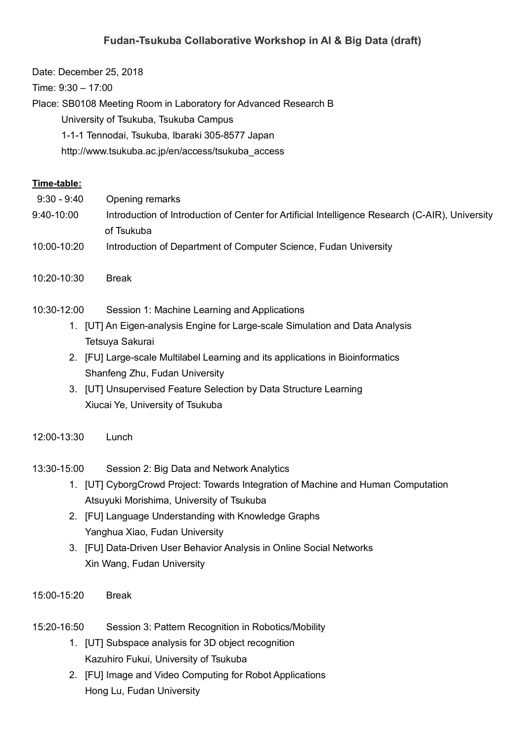# Fudan-Tsukuba Collaborative Workshop in AI & Big Data (draft)

Date: December 25, 2018

Time: 9:30 – 17:00

Place: SB0108 Meeting Room in Laboratory for Advanced Research B
University of Tsukuba, Tsukuba Campus
1-1-1 Tennodai, Tsukuba, Ibaraki 305-8577 Japan
http://www.tsukuba.ac.jp/en/access/tsukuba_access

**Time-table:**

9:30 - 9:40 Opening remarks

9:40-10:00 Introduction of Introduction of Center for Artificial Intelligence Research (C-AIR), University of Tsukuba

10:00-10:20 Introduction of Department of Computer Science, Fudan University

10:20-10:30 Break

10:30-12:00 Session 1: Machine Learning and Applications

1. [UT] An Eigen-analysis Engine for Large-scale Simulation and Data Analysis
   Tetsuya Sakurai
2. [FU] Large-scale Multilabel Learning and its applications in Bioinformatics
   Shanfeng Zhu, Fudan University
3. [UT] Unsupervised Feature Selection by Data Structure Learning
   Xiucai Ye, University of Tsukuba

12:00-13:30 Lunch

13:30-15:00 Session 2: Big Data and Network Analytics

1. [UT] CyborgCrowd Project: Towards Integration of Machine and Human Computation
   Atsuyuki Morishima, University of Tsukuba
2. [FU] Language Understanding with Knowledge Graphs
   Yanghua Xiao, Fudan University
3. [FU] Data-Driven User Behavior Analysis in Online Social Networks
   Xin Wang, Fudan University

15:00-15:20 Break

15:20-16:50 Session 3: Pattern Recognition in Robotics/Mobility

1. [UT] Subspace analysis for 3D object recognition
   Kazuhiro Fukui, University of Tsukuba
2. [FU] Image and Video Computing for Robot Applications
   Hong Lu, Fudan University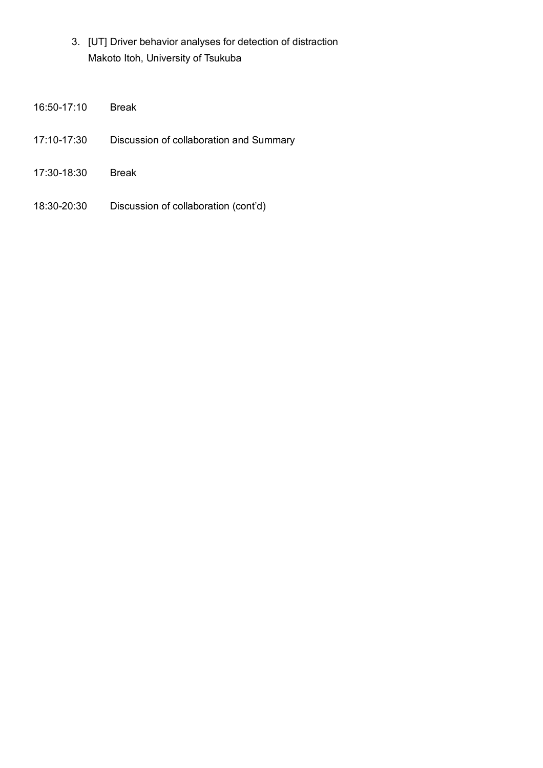3. [UT] Driver behavior analyses for detection of distraction
   Makoto Itoh, University of Tsukuba

| | |
|---|---|
| 16:50-17:10 | Break |
| 17:10-17:30 | Discussion of collaboration and Summary |
| 17:30-18:30 | Break |
| 18:30-20:30 | Discussion of collaboration (cont'd) |